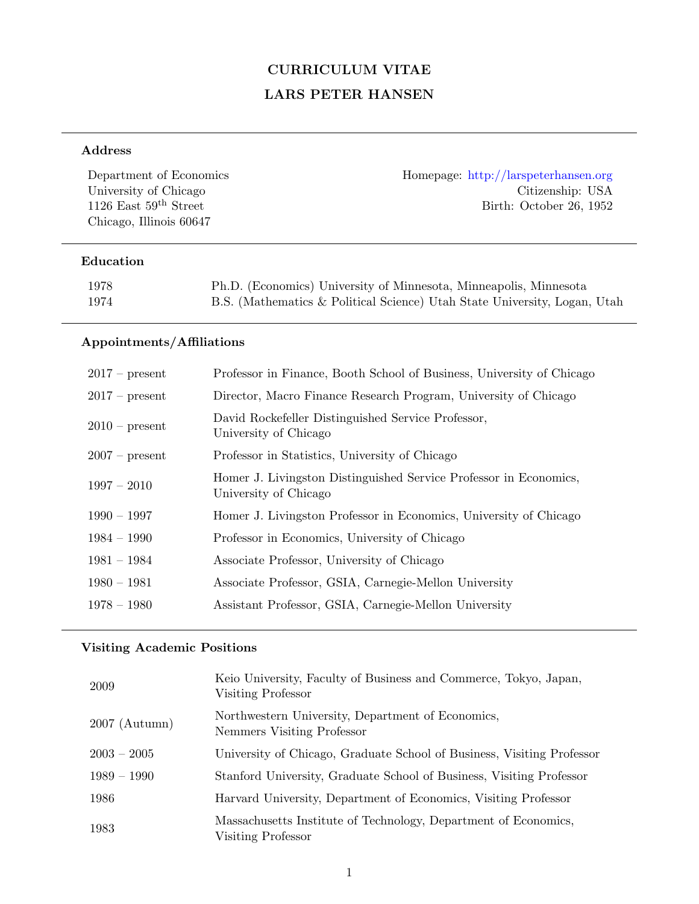# CURRICULUM VITAE

# LARS PETER HANSEN

## Address

Department of Economics
University of Chicago
1126 East 59$^{th}$ Street
Chicago, Illinois 60647

Homepage: http://larspeterhansen.org
Citizenship: USA
Birth: October 26, 1952

## Education

| | |
|---|---|
| 1978 | Ph.D. (Economics) University of Minnesota, Minneapolis, Minnesota |
| 1974 | B.S. (Mathematics & Political Science) Utah State University, Logan, Utah |

## Appointments/Affiliations

| | |
|---|---|
| 2017 – present | Professor in Finance, Booth School of Business, University of Chicago |
| 2017 – present | Director, Macro Finance Research Program, University of Chicago |
| 2010 – present | David Rockefeller Distinguished Service Professor, University of Chicago |
| 2007 – present | Professor in Statistics, University of Chicago |
| 1997 – 2010 | Homer J. Livingston Distinguished Service Professor in Economics, University of Chicago |
| 1990 – 1997 | Homer J. Livingston Professor in Economics, University of Chicago |
| 1984 – 1990 | Professor in Economics, University of Chicago |
| 1981 – 1984 | Associate Professor, University of Chicago |
| 1980 – 1981 | Associate Professor, GSIA, Carnegie-Mellon University |
| 1978 – 1980 | Assistant Professor, GSIA, Carnegie-Mellon University |

## Visiting Academic Positions

| | |
|---|---|
| 2009 | Keio University, Faculty of Business and Commerce, Tokyo, Japan, Visiting Professor |
| 2007 (Autumn) | Northwestern University, Department of Economics, Nemmers Visiting Professor |
| 2003 – 2005 | University of Chicago, Graduate School of Business, Visiting Professor |
| 1989 – 1990 | Stanford University, Graduate School of Business, Visiting Professor |
| 1986 | Harvard University, Department of Economics, Visiting Professor |
| 1983 | Massachusetts Institute of Technology, Department of Economics, Visiting Professor |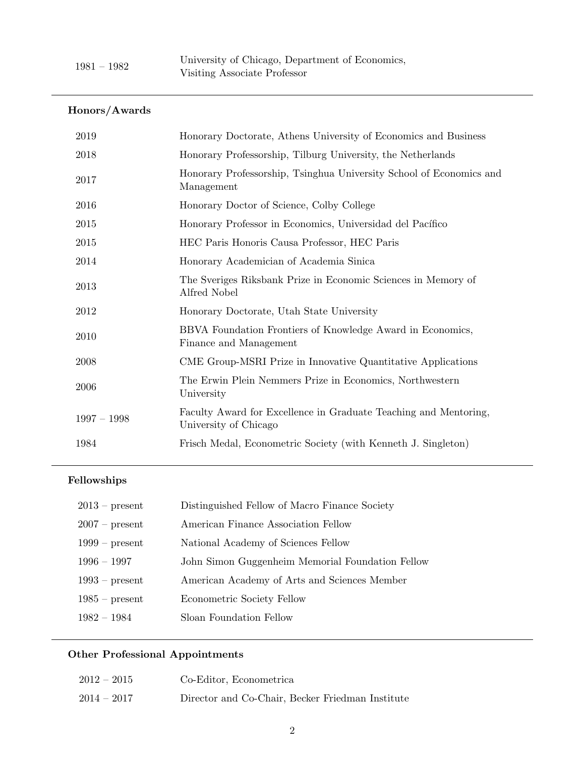| | |
|---|---|
| 1981 – 1982 | University of Chicago, Department of Economics, Visiting Associate Professor |

## Honors/Awards

| | |
|---|---|
| 2019 | Honorary Doctorate, Athens University of Economics and Business |
| 2018 | Honorary Professorship, Tilburg University, the Netherlands |
| 2017 | Honorary Professorship, Tsinghua University School of Economics and Management |
| 2016 | Honorary Doctor of Science, Colby College |
| 2015 | Honorary Professor in Economics, Universidad del Pacífico |
| 2015 | HEC Paris Honoris Causa Professor, HEC Paris |
| 2014 | Honorary Academician of Academia Sinica |
| 2013 | The Sveriges Riksbank Prize in Economic Sciences in Memory of Alfred Nobel |
| 2012 | Honorary Doctorate, Utah State University |
| 2010 | BBVA Foundation Frontiers of Knowledge Award in Economics, Finance and Management |
| 2008 | CME Group-MSRI Prize in Innovative Quantitative Applications |
| 2006 | The Erwin Plein Nemmers Prize in Economics, Northwestern University |
| 1997 – 1998 | Faculty Award for Excellence in Graduate Teaching and Mentoring, University of Chicago |
| 1984 | Frisch Medal, Econometric Society (with Kenneth J. Singleton) |

## Fellowships

| | |
|---|---|
| 2013 – present | Distinguished Fellow of Macro Finance Society |
| 2007 – present | American Finance Association Fellow |
| 1999 – present | National Academy of Sciences Fellow |
| 1996 – 1997 | John Simon Guggenheim Memorial Foundation Fellow |
| 1993 – present | American Academy of Arts and Sciences Member |
| 1985 – present | Econometric Society Fellow |
| 1982 – 1984 | Sloan Foundation Fellow |

## Other Professional Appointments

| | |
|---|---|
| 2012 – 2015 | Co-Editor, Econometrica |
| 2014 – 2017 | Director and Co-Chair, Becker Friedman Institute |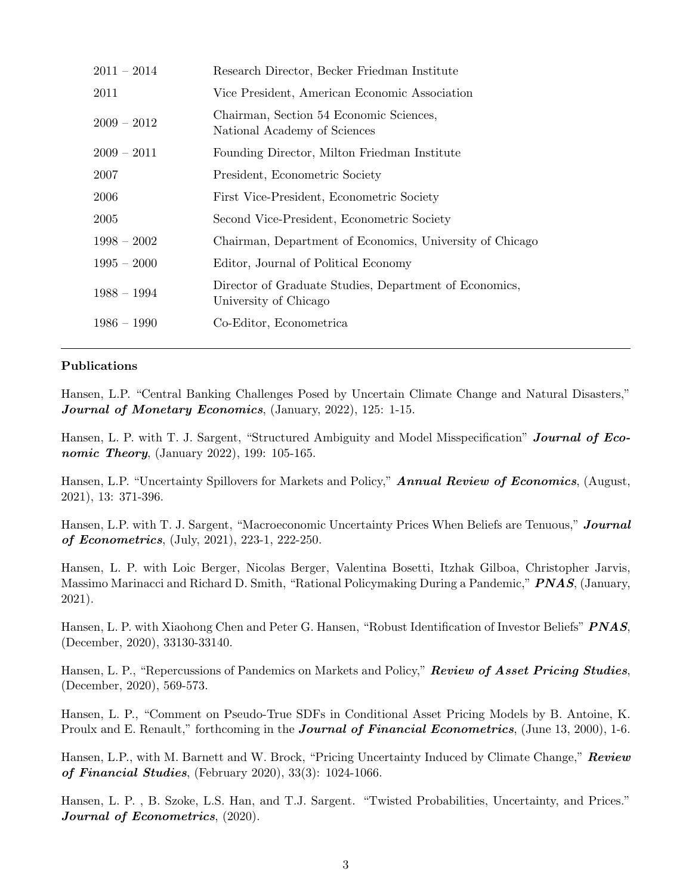| | |
|---|---|
| 2011 – 2014 | Research Director, Becker Friedman Institute |
| 2011 | Vice President, American Economic Association |
| 2009 – 2012 | Chairman, Section 54 Economic Sciences, National Academy of Sciences |
| 2009 – 2011 | Founding Director, Milton Friedman Institute |
| 2007 | President, Econometric Society |
| 2006 | First Vice-President, Econometric Society |
| 2005 | Second Vice-President, Econometric Society |
| 1998 – 2002 | Chairman, Department of Economics, University of Chicago |
| 1995 – 2000 | Editor, Journal of Political Economy |
| 1988 – 1994 | Director of Graduate Studies, Department of Economics, University of Chicago |
| 1986 – 1990 | Co-Editor, Econometrica |

---

**Publications**

Hansen, L.P. "Central Banking Challenges Posed by Uncertain Climate Change and Natural Disasters," ***Journal of Monetary Economics***, (January, 2022), 125: 1-15.

Hansen, L. P. with T. J. Sargent, "Structured Ambiguity and Model Misspecification" ***Journal of Economic Theory***, (January 2022), 199: 105-165.

Hansen, L.P. "Uncertainty Spillovers for Markets and Policy," ***Annual Review of Economics***, (August, 2021), 13: 371-396.

Hansen, L.P. with T. J. Sargent, "Macroeconomic Uncertainty Prices When Beliefs are Tenuous," ***Journal of Econometrics***, (July, 2021), 223-1, 222-250.

Hansen, L. P. with Loic Berger, Nicolas Berger, Valentina Bosetti, Itzhak Gilboa, Christopher Jarvis, Massimo Marinacci and Richard D. Smith, "Rational Policymaking During a Pandemic," ***PNAS***, (January, 2021).

Hansen, L. P. with Xiaohong Chen and Peter G. Hansen, "Robust Identification of Investor Beliefs" ***PNAS***, (December, 2020), 33130-33140.

Hansen, L. P., "Repercussions of Pandemics on Markets and Policy," ***Review of Asset Pricing Studies***, (December, 2020), 569-573.

Hansen, L. P., "Comment on Pseudo-True SDFs in Conditional Asset Pricing Models by B. Antoine, K. Proulx and E. Renault," forthcoming in the ***Journal of Financial Econometrics***, (June 13, 2000), 1-6.

Hansen, L.P., with M. Barnett and W. Brock, "Pricing Uncertainty Induced by Climate Change," ***Review of Financial Studies***, (February 2020), 33(3): 1024-1066.

Hansen, L. P. , B. Szoke, L.S. Han, and T.J. Sargent. "Twisted Probabilities, Uncertainty, and Prices." ***Journal of Econometrics***, (2020).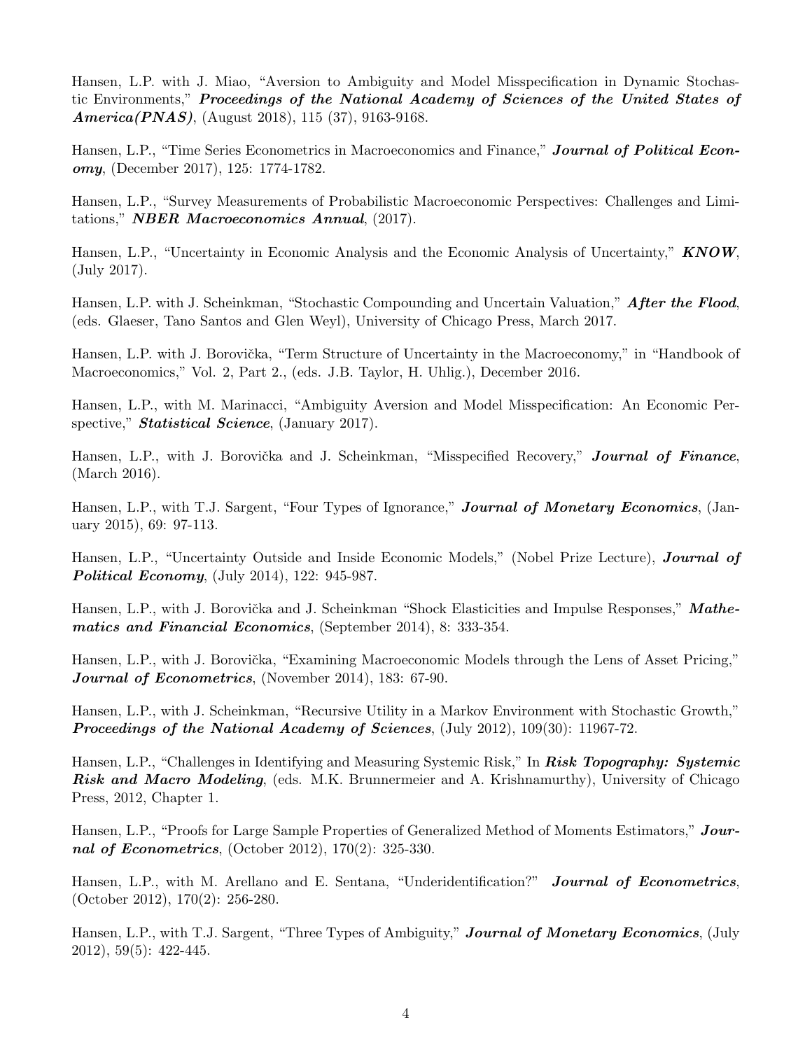Hansen, L.P. with J. Miao, "Aversion to Ambiguity and Model Misspecification in Dynamic Stochastic Environments," ***Proceedings of the National Academy of Sciences of the United States of America(PNAS)***, (August 2018), 115 (37), 9163-9168.

Hansen, L.P., "Time Series Econometrics in Macroeconomics and Finance," ***Journal of Political Economy***, (December 2017), 125: 1774-1782.

Hansen, L.P., "Survey Measurements of Probabilistic Macroeconomic Perspectives: Challenges and Limitations," ***NBER Macroeconomics Annual***, (2017).

Hansen, L.P., "Uncertainty in Economic Analysis and the Economic Analysis of Uncertainty," ***KNOW***, (July 2017).

Hansen, L.P. with J. Scheinkman, "Stochastic Compounding and Uncertain Valuation," ***After the Flood***, (eds. Glaeser, Tano Santos and Glen Weyl), University of Chicago Press, March 2017.

Hansen, L.P. with J. Borovička, "Term Structure of Uncertainty in the Macroeconomy," in "Handbook of Macroeconomics," Vol. 2, Part 2., (eds. J.B. Taylor, H. Uhlig.), December 2016.

Hansen, L.P., with M. Marinacci, "Ambiguity Aversion and Model Misspecification: An Economic Perspective," ***Statistical Science***, (January 2017).

Hansen, L.P., with J. Borovička and J. Scheinkman, "Misspecified Recovery," ***Journal of Finance***, (March 2016).

Hansen, L.P., with T.J. Sargent, "Four Types of Ignorance," ***Journal of Monetary Economics***, (January 2015), 69: 97-113.

Hansen, L.P., "Uncertainty Outside and Inside Economic Models," (Nobel Prize Lecture), ***Journal of Political Economy***, (July 2014), 122: 945-987.

Hansen, L.P., with J. Borovička and J. Scheinkman "Shock Elasticities and Impulse Responses," ***Mathematics and Financial Economics***, (September 2014), 8: 333-354.

Hansen, L.P., with J. Borovička, "Examining Macroeconomic Models through the Lens of Asset Pricing," ***Journal of Econometrics***, (November 2014), 183: 67-90.

Hansen, L.P., with J. Scheinkman, "Recursive Utility in a Markov Environment with Stochastic Growth," ***Proceedings of the National Academy of Sciences***, (July 2012), 109(30): 11967-72.

Hansen, L.P., "Challenges in Identifying and Measuring Systemic Risk," In ***Risk Topography: Systemic Risk and Macro Modeling***, (eds. M.K. Brunnermeier and A. Krishnamurthy), University of Chicago Press, 2012, Chapter 1.

Hansen, L.P., "Proofs for Large Sample Properties of Generalized Method of Moments Estimators," ***Journal of Econometrics***, (October 2012), 170(2): 325-330.

Hansen, L.P., with M. Arellano and E. Sentana, "Underidentification?" ***Journal of Econometrics***, (October 2012), 170(2): 256-280.

Hansen, L.P., with T.J. Sargent, "Three Types of Ambiguity," ***Journal of Monetary Economics***, (July 2012), 59(5): 422-445.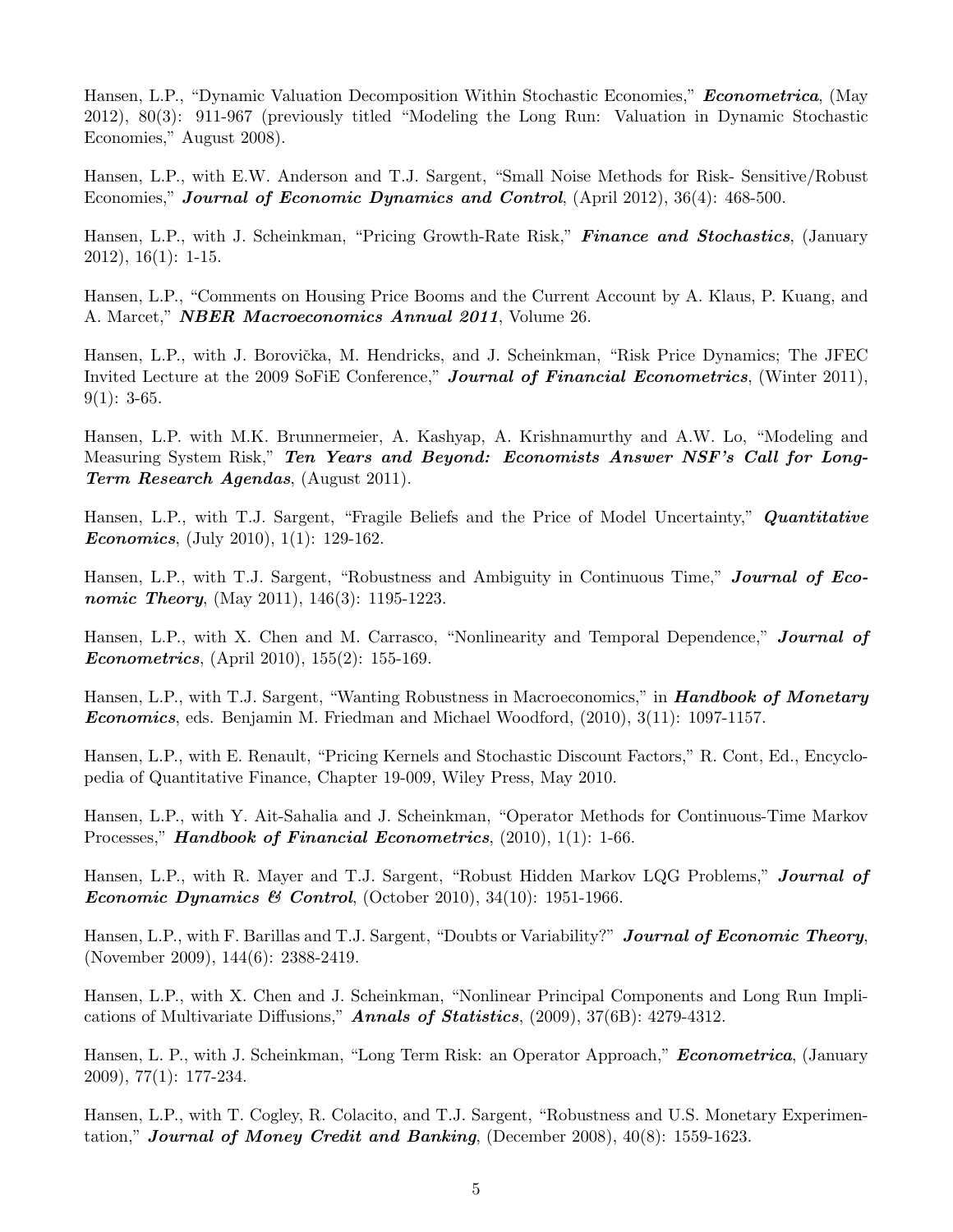Hansen, L.P., "Dynamic Valuation Decomposition Within Stochastic Economies," ***Econometrica***, (May 2012), 80(3): 911-967 (previously titled "Modeling the Long Run: Valuation in Dynamic Stochastic Economies," August 2008).

Hansen, L.P., with E.W. Anderson and T.J. Sargent, "Small Noise Methods for Risk- Sensitive/Robust Economies," ***Journal of Economic Dynamics and Control***, (April 2012), 36(4): 468-500.

Hansen, L.P., with J. Scheinkman, "Pricing Growth-Rate Risk," ***Finance and Stochastics***, (January 2012), 16(1): 1-15.

Hansen, L.P., "Comments on Housing Price Booms and the Current Account by A. Klaus, P. Kuang, and A. Marcet," ***NBER Macroeconomics Annual 2011***, Volume 26.

Hansen, L.P., with J. Borovička, M. Hendricks, and J. Scheinkman, "Risk Price Dynamics; The JFEC Invited Lecture at the 2009 SoFiE Conference," ***Journal of Financial Econometrics***, (Winter 2011), 9(1): 3-65.

Hansen, L.P. with M.K. Brunnermeier, A. Kashyap, A. Krishnamurthy and A.W. Lo, "Modeling and Measuring System Risk," ***Ten Years and Beyond: Economists Answer NSF's Call for Long-Term Research Agendas***, (August 2011).

Hansen, L.P., with T.J. Sargent, "Fragile Beliefs and the Price of Model Uncertainty," ***Quantitative Economics***, (July 2010), 1(1): 129-162.

Hansen, L.P., with T.J. Sargent, "Robustness and Ambiguity in Continuous Time," ***Journal of Economic Theory***, (May 2011), 146(3): 1195-1223.

Hansen, L.P., with X. Chen and M. Carrasco, "Nonlinearity and Temporal Dependence," ***Journal of Econometrics***, (April 2010), 155(2): 155-169.

Hansen, L.P., with T.J. Sargent, "Wanting Robustness in Macroeconomics," in ***Handbook of Monetary Economics***, eds. Benjamin M. Friedman and Michael Woodford, (2010), 3(11): 1097-1157.

Hansen, L.P., with E. Renault, "Pricing Kernels and Stochastic Discount Factors," R. Cont, Ed., Encyclopedia of Quantitative Finance, Chapter 19-009, Wiley Press, May 2010.

Hansen, L.P., with Y. Ait-Sahalia and J. Scheinkman, "Operator Methods for Continuous-Time Markov Processes," ***Handbook of Financial Econometrics***, (2010), 1(1): 1-66.

Hansen, L.P., with R. Mayer and T.J. Sargent, "Robust Hidden Markov LQG Problems," ***Journal of Economic Dynamics & Control***, (October 2010), 34(10): 1951-1966.

Hansen, L.P., with F. Barillas and T.J. Sargent, "Doubts or Variability?" ***Journal of Economic Theory***, (November 2009), 144(6): 2388-2419.

Hansen, L.P., with X. Chen and J. Scheinkman, "Nonlinear Principal Components and Long Run Implications of Multivariate Diffusions," ***Annals of Statistics***, (2009), 37(6B): 4279-4312.

Hansen, L. P., with J. Scheinkman, "Long Term Risk: an Operator Approach," ***Econometrica***, (January 2009), 77(1): 177-234.

Hansen, L.P., with T. Cogley, R. Colacito, and T.J. Sargent, "Robustness and U.S. Monetary Experimentation," ***Journal of Money Credit and Banking***, (December 2008), 40(8): 1559-1623.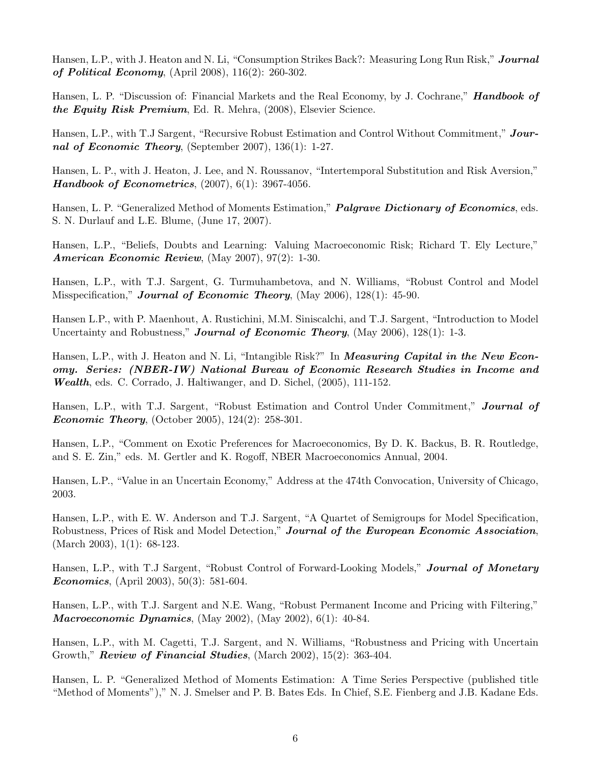Hansen, L.P., with J. Heaton and N. Li, "Consumption Strikes Back?: Measuring Long Run Risk," ***Journal of Political Economy***, (April 2008), 116(2): 260-302.

Hansen, L. P. "Discussion of: Financial Markets and the Real Economy, by J. Cochrane," ***Handbook of the Equity Risk Premium***, Ed. R. Mehra, (2008), Elsevier Science.

Hansen, L.P., with T.J Sargent, "Recursive Robust Estimation and Control Without Commitment," ***Journal of Economic Theory***, (September 2007), 136(1): 1-27.

Hansen, L. P., with J. Heaton, J. Lee, and N. Roussanov, "Intertemporal Substitution and Risk Aversion," ***Handbook of Econometrics***, (2007), 6(1): 3967-4056.

Hansen, L. P. "Generalized Method of Moments Estimation," ***Palgrave Dictionary of Economics***, eds. S. N. Durlauf and L.E. Blume, (June 17, 2007).

Hansen, L.P., "Beliefs, Doubts and Learning: Valuing Macroeconomic Risk; Richard T. Ely Lecture," ***American Economic Review***, (May 2007), 97(2): 1-30.

Hansen, L.P., with T.J. Sargent, G. Turmuhambetova, and N. Williams, "Robust Control and Model Misspecification," ***Journal of Economic Theory***, (May 2006), 128(1): 45-90.

Hansen L.P., with P. Maenhout, A. Rustichini, M.M. Siniscalchi, and T.J. Sargent, "Introduction to Model Uncertainty and Robustness," ***Journal of Economic Theory***, (May 2006), 128(1): 1-3.

Hansen, L.P., with J. Heaton and N. Li, "Intangible Risk?" In ***Measuring Capital in the New Economy. Series: (NBER-IW) National Bureau of Economic Research Studies in Income and Wealth***, eds. C. Corrado, J. Haltiwanger, and D. Sichel, (2005), 111-152.

Hansen, L.P., with T.J. Sargent, "Robust Estimation and Control Under Commitment," ***Journal of Economic Theory***, (October 2005), 124(2): 258-301.

Hansen, L.P., "Comment on Exotic Preferences for Macroeconomics, By D. K. Backus, B. R. Routledge, and S. E. Zin," eds. M. Gertler and K. Rogoff, NBER Macroeconomics Annual, 2004.

Hansen, L.P., "Value in an Uncertain Economy," Address at the 474th Convocation, University of Chicago, 2003.

Hansen, L.P., with E. W. Anderson and T.J. Sargent, "A Quartet of Semigroups for Model Specification, Robustness, Prices of Risk and Model Detection," ***Journal of the European Economic Association***, (March 2003), 1(1): 68-123.

Hansen, L.P., with T.J Sargent, "Robust Control of Forward-Looking Models," ***Journal of Monetary Economics***, (April 2003), 50(3): 581-604.

Hansen, L.P., with T.J. Sargent and N.E. Wang, "Robust Permanent Income and Pricing with Filtering," ***Macroeconomic Dynamics***, (May 2002), (May 2002), 6(1): 40-84.

Hansen, L.P., with M. Cagetti, T.J. Sargent, and N. Williams, "Robustness and Pricing with Uncertain Growth," ***Review of Financial Studies***, (March 2002), 15(2): 363-404.

Hansen, L. P. "Generalized Method of Moments Estimation: A Time Series Perspective (published title "Method of Moments")," N. J. Smelser and P. B. Bates Eds. In Chief, S.E. Fienberg and J.B. Kadane Eds.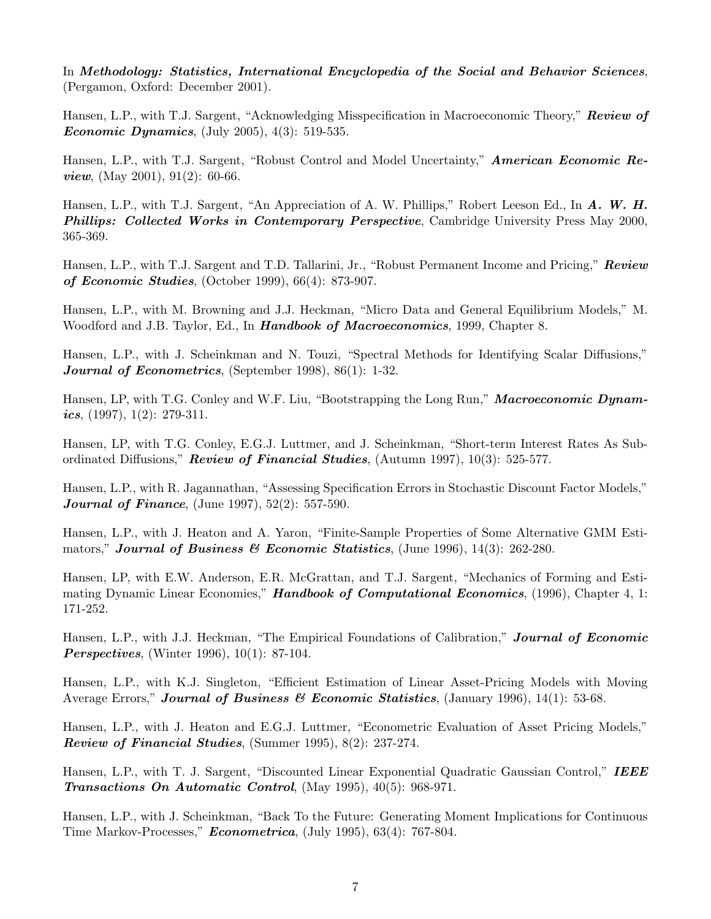In ***Methodology: Statistics, International Encyclopedia of the Social and Behavior Sciences***, (Pergamon, Oxford: December 2001).

Hansen, L.P., with T.J. Sargent, "Acknowledging Misspecification in Macroeconomic Theory," ***Review of Economic Dynamics***, (July 2005), 4(3): 519-535.

Hansen, L.P., with T.J. Sargent, "Robust Control and Model Uncertainty," ***American Economic Review***, (May 2001), 91(2): 60-66.

Hansen, L.P., with T.J. Sargent, "An Appreciation of A. W. Phillips," Robert Leeson Ed., In ***A. W. H. Phillips: Collected Works in Contemporary Perspective***, Cambridge University Press May 2000, 365-369.

Hansen, L.P., with T.J. Sargent and T.D. Tallarini, Jr., "Robust Permanent Income and Pricing," ***Review of Economic Studies***, (October 1999), 66(4): 873-907.

Hansen, L.P., with M. Browning and J.J. Heckman, "Micro Data and General Equilibrium Models," M. Woodford and J.B. Taylor, Ed., In ***Handbook of Macroeconomics***, 1999, Chapter 8.

Hansen, L.P., with J. Scheinkman and N. Touzi, "Spectral Methods for Identifying Scalar Diffusions," ***Journal of Econometrics***, (September 1998), 86(1): 1-32.

Hansen, LP, with T.G. Conley and W.F. Liu, "Bootstrapping the Long Run," ***Macroeconomic Dynamics***, (1997), 1(2): 279-311.

Hansen, LP, with T.G. Conley, E.G.J. Luttmer, and J. Scheinkman, "Short-term Interest Rates As Subordinated Diffusions," ***Review of Financial Studies***, (Autumn 1997), 10(3): 525-577.

Hansen, L.P., with R. Jagannathan, "Assessing Specification Errors in Stochastic Discount Factor Models," ***Journal of Finance***, (June 1997), 52(2): 557-590.

Hansen, L.P., with J. Heaton and A. Yaron, "Finite-Sample Properties of Some Alternative GMM Estimators," ***Journal of Business & Economic Statistics***, (June 1996), 14(3): 262-280.

Hansen, LP, with E.W. Anderson, E.R. McGrattan, and T.J. Sargent, "Mechanics of Forming and Estimating Dynamic Linear Economies," ***Handbook of Computational Economics***, (1996), Chapter 4, 1: 171-252.

Hansen, L.P., with J.J. Heckman, "The Empirical Foundations of Calibration," ***Journal of Economic Perspectives***, (Winter 1996), 10(1): 87-104.

Hansen, L.P., with K.J. Singleton, "Efficient Estimation of Linear Asset-Pricing Models with Moving Average Errors," ***Journal of Business & Economic Statistics***, (January 1996), 14(1): 53-68.

Hansen, L.P., with J. Heaton and E.G.J. Luttmer, "Econometric Evaluation of Asset Pricing Models," ***Review of Financial Studies***, (Summer 1995), 8(2): 237-274.

Hansen, L.P., with T. J. Sargent, "Discounted Linear Exponential Quadratic Gaussian Control," ***IEEE Transactions On Automatic Control***, (May 1995), 40(5): 968-971.

Hansen, L.P., with J. Scheinkman, "Back To the Future: Generating Moment Implications for Continuous Time Markov-Processes," ***Econometrica***, (July 1995), 63(4): 767-804.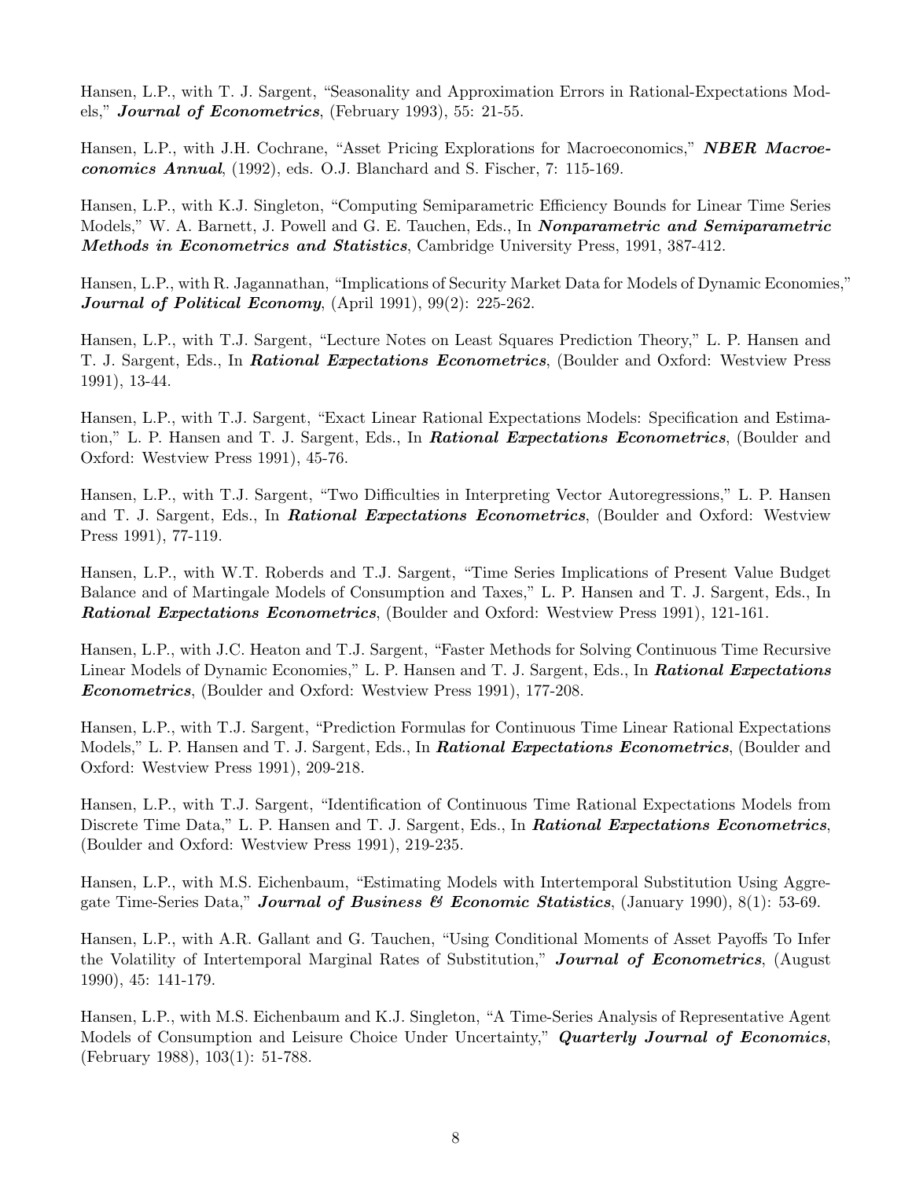Hansen, L.P., with T. J. Sargent, "Seasonality and Approximation Errors in Rational-Expectations Models," ***Journal of Econometrics***, (February 1993), 55: 21-55.

Hansen, L.P., with J.H. Cochrane, "Asset Pricing Explorations for Macroeconomics," ***NBER Macroeconomics Annual***, (1992), eds. O.J. Blanchard and S. Fischer, 7: 115-169.

Hansen, L.P., with K.J. Singleton, "Computing Semiparametric Efficiency Bounds for Linear Time Series Models," W. A. Barnett, J. Powell and G. E. Tauchen, Eds., In ***Nonparametric and Semiparametric Methods in Econometrics and Statistics***, Cambridge University Press, 1991, 387-412.

Hansen, L.P., with R. Jagannathan, "Implications of Security Market Data for Models of Dynamic Economies," ***Journal of Political Economy***, (April 1991), 99(2): 225-262.

Hansen, L.P., with T.J. Sargent, "Lecture Notes on Least Squares Prediction Theory," L. P. Hansen and T. J. Sargent, Eds., In ***Rational Expectations Econometrics***, (Boulder and Oxford: Westview Press 1991), 13-44.

Hansen, L.P., with T.J. Sargent, "Exact Linear Rational Expectations Models: Specification and Estimation," L. P. Hansen and T. J. Sargent, Eds., In ***Rational Expectations Econometrics***, (Boulder and Oxford: Westview Press 1991), 45-76.

Hansen, L.P., with T.J. Sargent, "Two Difficulties in Interpreting Vector Autoregressions," L. P. Hansen and T. J. Sargent, Eds., In ***Rational Expectations Econometrics***, (Boulder and Oxford: Westview Press 1991), 77-119.

Hansen, L.P., with W.T. Roberds and T.J. Sargent, "Time Series Implications of Present Value Budget Balance and of Martingale Models of Consumption and Taxes," L. P. Hansen and T. J. Sargent, Eds., In ***Rational Expectations Econometrics***, (Boulder and Oxford: Westview Press 1991), 121-161.

Hansen, L.P., with J.C. Heaton and T.J. Sargent, "Faster Methods for Solving Continuous Time Recursive Linear Models of Dynamic Economies," L. P. Hansen and T. J. Sargent, Eds., In ***Rational Expectations Econometrics***, (Boulder and Oxford: Westview Press 1991), 177-208.

Hansen, L.P., with T.J. Sargent, "Prediction Formulas for Continuous Time Linear Rational Expectations Models," L. P. Hansen and T. J. Sargent, Eds., In ***Rational Expectations Econometrics***, (Boulder and Oxford: Westview Press 1991), 209-218.

Hansen, L.P., with T.J. Sargent, "Identification of Continuous Time Rational Expectations Models from Discrete Time Data," L. P. Hansen and T. J. Sargent, Eds., In ***Rational Expectations Econometrics***, (Boulder and Oxford: Westview Press 1991), 219-235.

Hansen, L.P., with M.S. Eichenbaum, "Estimating Models with Intertemporal Substitution Using Aggregate Time-Series Data," ***Journal of Business & Economic Statistics***, (January 1990), 8(1): 53-69.

Hansen, L.P., with A.R. Gallant and G. Tauchen, "Using Conditional Moments of Asset Payoffs To Infer the Volatility of Intertemporal Marginal Rates of Substitution," ***Journal of Econometrics***, (August 1990), 45: 141-179.

Hansen, L.P., with M.S. Eichenbaum and K.J. Singleton, "A Time-Series Analysis of Representative Agent Models of Consumption and Leisure Choice Under Uncertainty," ***Quarterly Journal of Economics***, (February 1988), 103(1): 51-788.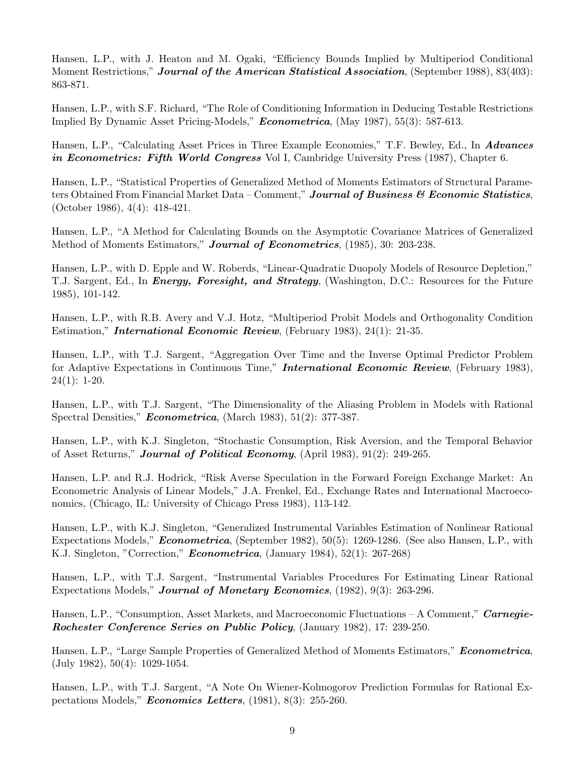Hansen, L.P., with J. Heaton and M. Ogaki, "Efficiency Bounds Implied by Multiperiod Conditional Moment Restrictions," ***Journal of the American Statistical Association***, (September 1988), 83(403): 863-871.

Hansen, L.P., with S.F. Richard, "The Role of Conditioning Information in Deducing Testable Restrictions Implied By Dynamic Asset Pricing-Models," ***Econometrica***, (May 1987), 55(3): 587-613.

Hansen, L.P., "Calculating Asset Prices in Three Example Economies," T.F. Bewley, Ed., In ***Advances in Econometrics: Fifth World Congress*** Vol I, Cambridge University Press (1987), Chapter 6.

Hansen, L.P., "Statistical Properties of Generalized Method of Moments Estimators of Structural Parameters Obtained From Financial Market Data – Comment," ***Journal of Business & Economic Statistics***, (October 1986), 4(4): 418-421.

Hansen, L.P., "A Method for Calculating Bounds on the Asymptotic Covariance Matrices of Generalized Method of Moments Estimators," ***Journal of Econometrics***, (1985), 30: 203-238.

Hansen, L.P., with D. Epple and W. Roberds, "Linear-Quadratic Duopoly Models of Resource Depletion," T.J. Sargent, Ed., In ***Energy, Foresight, and Strategy***, (Washington, D.C.: Resources for the Future 1985), 101-142.

Hansen, L.P., with R.B. Avery and V.J. Hotz, "Multiperiod Probit Models and Orthogonality Condition Estimation," ***International Economic Review***, (February 1983), 24(1): 21-35.

Hansen, L.P., with T.J. Sargent, "Aggregation Over Time and the Inverse Optimal Predictor Problem for Adaptive Expectations in Continuous Time," ***International Economic Review***, (February 1983), 24(1): 1-20.

Hansen, L.P., with T.J. Sargent, "The Dimensionality of the Aliasing Problem in Models with Rational Spectral Densities," ***Econometrica***, (March 1983), 51(2): 377-387.

Hansen, L.P., with K.J. Singleton, "Stochastic Consumption, Risk Aversion, and the Temporal Behavior of Asset Returns," ***Journal of Political Economy***, (April 1983), 91(2): 249-265.

Hansen, L.P. and R.J. Hodrick, "Risk Averse Speculation in the Forward Foreign Exchange Market: An Econometric Analysis of Linear Models," J.A. Frenkel, Ed., Exchange Rates and International Macroeconomics, (Chicago, IL: University of Chicago Press 1983), 113-142.

Hansen, L.P., with K.J. Singleton, "Generalized Instrumental Variables Estimation of Nonlinear Rational Expectations Models," ***Econometrica***, (September 1982), 50(5): 1269-1286. (See also Hansen, L.P., with K.J. Singleton, "Correction," ***Econometrica***, (January 1984), 52(1): 267-268)

Hansen, L.P., with T.J. Sargent, "Instrumental Variables Procedures For Estimating Linear Rational Expectations Models," ***Journal of Monetary Economics***, (1982), 9(3): 263-296.

Hansen, L.P., "Consumption, Asset Markets, and Macroeconomic Fluctuations – A Comment," ***Carnegie-Rochester Conference Series on Public Policy***, (January 1982), 17: 239-250.

Hansen, L.P., "Large Sample Properties of Generalized Method of Moments Estimators," ***Econometrica***, (July 1982), 50(4): 1029-1054.

Hansen, L.P., with T.J. Sargent, "A Note On Wiener-Kolmogorov Prediction Formulas for Rational Expectations Models," ***Economics Letters***, (1981), 8(3): 255-260.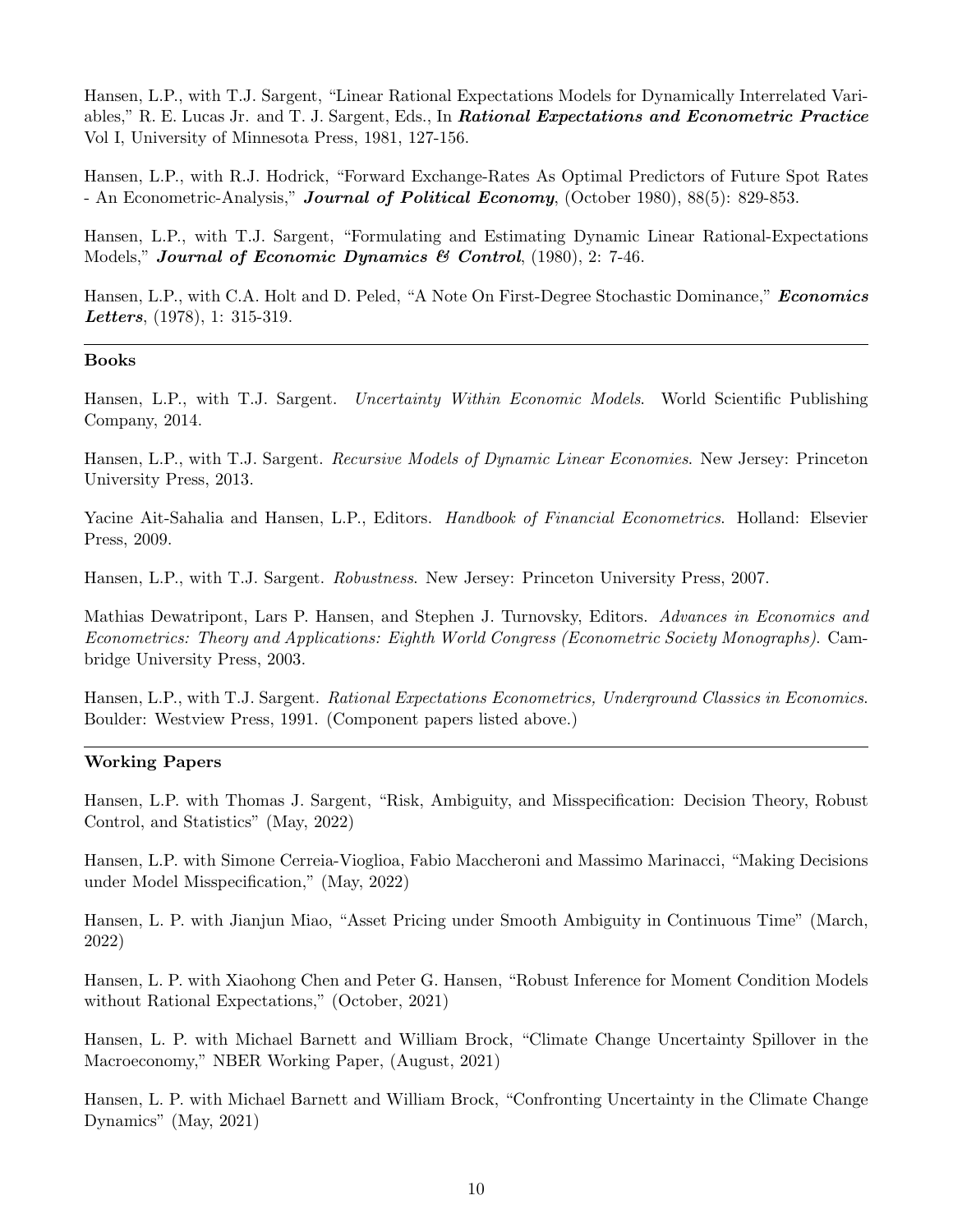Hansen, L.P., with T.J. Sargent, "Linear Rational Expectations Models for Dynamically Interrelated Variables," R. E. Lucas Jr. and T. J. Sargent, Eds., In ***Rational Expectations and Econometric Practice*** Vol I, University of Minnesota Press, 1981, 127-156.

Hansen, L.P., with R.J. Hodrick, "Forward Exchange-Rates As Optimal Predictors of Future Spot Rates - An Econometric-Analysis," ***Journal of Political Economy***, (October 1980), 88(5): 829-853.

Hansen, L.P., with T.J. Sargent, "Formulating and Estimating Dynamic Linear Rational-Expectations Models," ***Journal of Economic Dynamics & Control***, (1980), 2: 7-46.

Hansen, L.P., with C.A. Holt and D. Peled, "A Note On First-Degree Stochastic Dominance," ***Economics Letters***, (1978), 1: 315-319.

---

**Books**

Hansen, L.P., with T.J. Sargent. *Uncertainty Within Economic Models*. World Scientific Publishing Company, 2014.

Hansen, L.P., with T.J. Sargent. *Recursive Models of Dynamic Linear Economies*. New Jersey: Princeton University Press, 2013.

Yacine Ait-Sahalia and Hansen, L.P., Editors. *Handbook of Financial Econometrics*. Holland: Elsevier Press, 2009.

Hansen, L.P., with T.J. Sargent. *Robustness*. New Jersey: Princeton University Press, 2007.

Mathias Dewatripont, Lars P. Hansen, and Stephen J. Turnovsky, Editors. *Advances in Economics and Econometrics: Theory and Applications: Eighth World Congress (Econometric Society Monographs)*. Cambridge University Press, 2003.

Hansen, L.P., with T.J. Sargent. *Rational Expectations Econometrics, Underground Classics in Economics*. Boulder: Westview Press, 1991. (Component papers listed above.)

---

**Working Papers**

Hansen, L.P. with Thomas J. Sargent, "Risk, Ambiguity, and Misspecification: Decision Theory, Robust Control, and Statistics" (May, 2022)

Hansen, L.P. with Simone Cerreia-Vioglioa, Fabio Maccheroni and Massimo Marinacci, "Making Decisions under Model Misspecification," (May, 2022)

Hansen, L. P. with Jianjun Miao, "Asset Pricing under Smooth Ambiguity in Continuous Time" (March, 2022)

Hansen, L. P. with Xiaohong Chen and Peter G. Hansen, "Robust Inference for Moment Condition Models without Rational Expectations," (October, 2021)

Hansen, L. P. with Michael Barnett and William Brock, "Climate Change Uncertainty Spillover in the Macroeconomy," NBER Working Paper, (August, 2021)

Hansen, L. P. with Michael Barnett and William Brock, "Confronting Uncertainty in the Climate Change Dynamics" (May, 2021)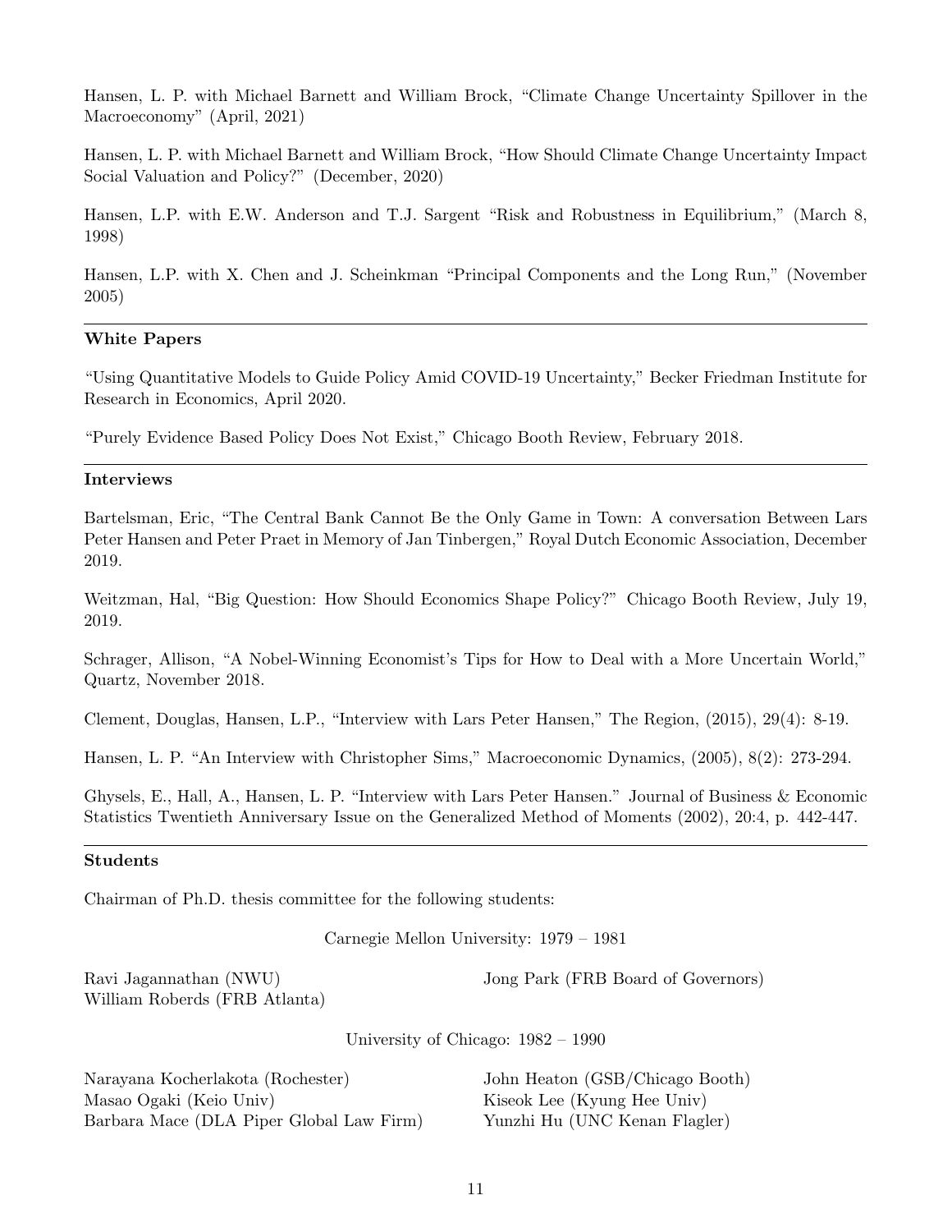Hansen, L. P. with Michael Barnett and William Brock, "Climate Change Uncertainty Spillover in the Macroeconomy" (April, 2021)

Hansen, L. P. with Michael Barnett and William Brock, "How Should Climate Change Uncertainty Impact Social Valuation and Policy?" (December, 2020)

Hansen, L.P. with E.W. Anderson and T.J. Sargent "Risk and Robustness in Equilibrium," (March 8, 1998)

Hansen, L.P. with X. Chen and J. Scheinkman "Principal Components and the Long Run," (November 2005)

---

**White Papers**

"Using Quantitative Models to Guide Policy Amid COVID-19 Uncertainty," Becker Friedman Institute for Research in Economics, April 2020.

"Purely Evidence Based Policy Does Not Exist," Chicago Booth Review, February 2018.

---

**Interviews**

Bartelsman, Eric, "The Central Bank Cannot Be the Only Game in Town: A conversation Between Lars Peter Hansen and Peter Praet in Memory of Jan Tinbergen," Royal Dutch Economic Association, December 2019.

Weitzman, Hal, "Big Question: How Should Economics Shape Policy?" Chicago Booth Review, July 19, 2019.

Schrager, Allison, "A Nobel-Winning Economist's Tips for How to Deal with a More Uncertain World," Quartz, November 2018.

Clement, Douglas, Hansen, L.P., "Interview with Lars Peter Hansen," The Region, (2015), 29(4): 8-19.

Hansen, L. P. "An Interview with Christopher Sims," Macroeconomic Dynamics, (2005), 8(2): 273-294.

Ghysels, E., Hall, A., Hansen, L. P. "Interview with Lars Peter Hansen." Journal of Business & Economic Statistics Twentieth Anniversary Issue on the Generalized Method of Moments (2002), 20:4, p. 442-447.

---

**Students**

Chairman of Ph.D. thesis committee for the following students:

Carnegie Mellon University: 1979 – 1981

Ravi Jagannathan (NWU)
William Roberds (FRB Atlanta)
Jong Park (FRB Board of Governors)

University of Chicago: 1982 – 1990

Narayana Kocherlakota (Rochester)
Masao Ogaki (Keio Univ)
Barbara Mace (DLA Piper Global Law Firm)
John Heaton (GSB/Chicago Booth)
Kiseok Lee (Kyung Hee Univ)
Yunzhi Hu (UNC Kenan Flagler)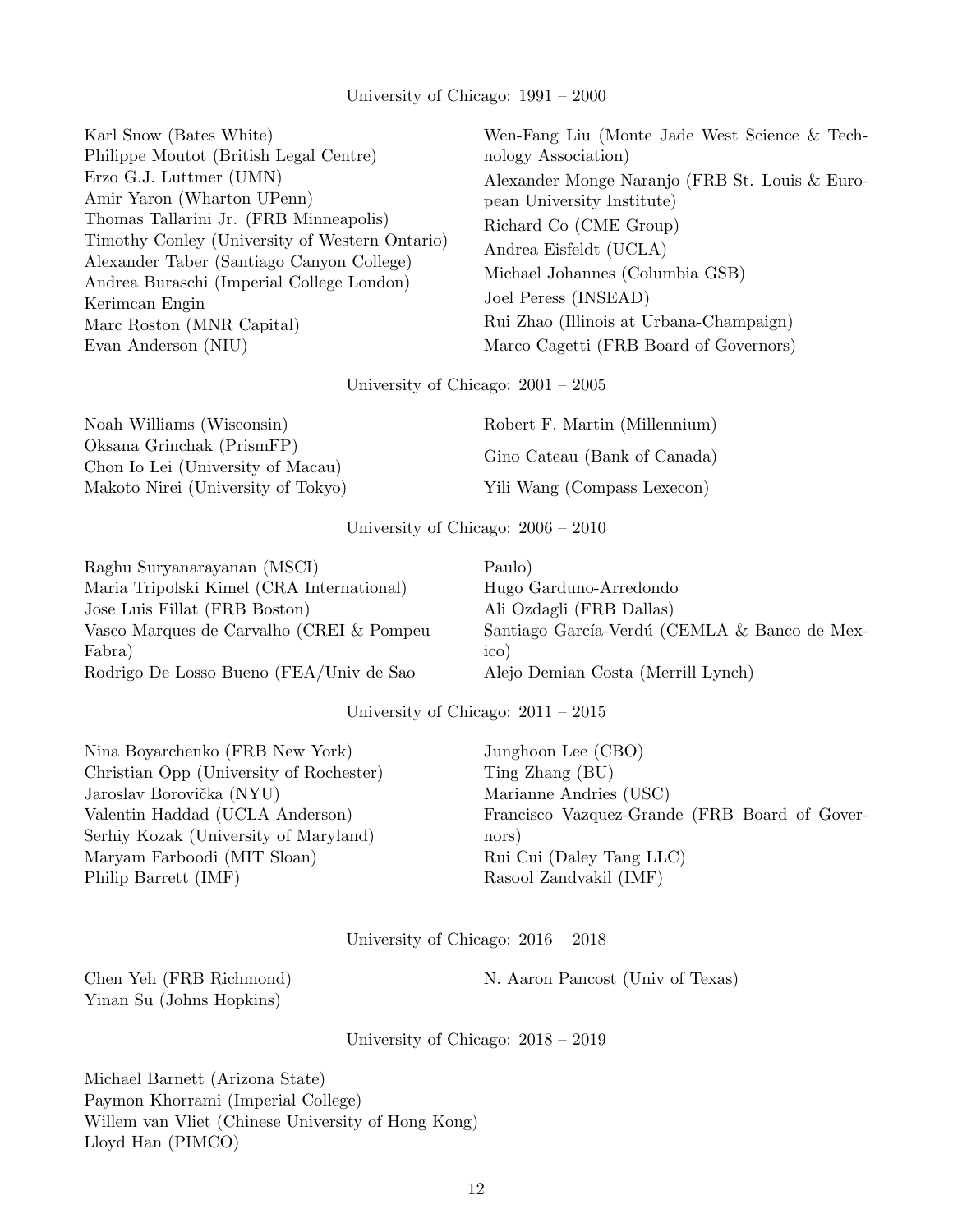University of Chicago: 1991 – 2000

Karl Snow (Bates White)
Philippe Moutot (British Legal Centre)
Erzo G.J. Luttmer (UMN)
Amir Yaron (Wharton UPenn)
Thomas Tallarini Jr. (FRB Minneapolis)
Timothy Conley (University of Western Ontario)
Alexander Taber (Santiago Canyon College)
Andrea Buraschi (Imperial College London)
Kerimcan Engin
Marc Roston (MNR Capital)
Evan Anderson (NIU)
Wen-Fang Liu (Monte Jade West Science & Technology Association)
Alexander Monge Naranjo (FRB St. Louis & European University Institute)
Richard Co (CME Group)
Andrea Eisfeldt (UCLA)
Michael Johannes (Columbia GSB)
Joel Peress (INSEAD)
Rui Zhao (Illinois at Urbana-Champaign)
Marco Cagetti (FRB Board of Governors)

University of Chicago: 2001 – 2005

Noah Williams (Wisconsin)
Oksana Grinchak (PrismFP)
Chon Io Lei (University of Macau)
Makoto Nirei (University of Tokyo)
Robert F. Martin (Millennium)
Gino Cateau (Bank of Canada)
Yili Wang (Compass Lexecon)

University of Chicago: 2006 – 2010

Raghu Suryanarayanan (MSCI)
Maria Tripolski Kimel (CRA International)
Jose Luis Fillat (FRB Boston)
Vasco Marques de Carvalho (CREI & Pompeu Fabra)
Rodrigo De Losso Bueno (FEA/Univ de Sao Paulo)
Hugo Garduno-Arredondo
Ali Ozdagli (FRB Dallas)
Santiago García-Verdú (CEMLA & Banco de Mexico)
Alejo Demian Costa (Merrill Lynch)

University of Chicago: 2011 – 2015

Nina Boyarchenko (FRB New York)
Christian Opp (University of Rochester)
Jaroslav Borovička (NYU)
Valentin Haddad (UCLA Anderson)
Serhiy Kozak (University of Maryland)
Maryam Farboodi (MIT Sloan)
Philip Barrett (IMF)
Junghoon Lee (CBO)
Ting Zhang (BU)
Marianne Andries (USC)
Francisco Vazquez-Grande (FRB Board of Governors)
Rui Cui (Daley Tang LLC)
Rasool Zandvakil (IMF)

University of Chicago: 2016 – 2018

Chen Yeh (FRB Richmond)
Yinan Su (Johns Hopkins)
N. Aaron Pancost (Univ of Texas)

University of Chicago: 2018 – 2019

Michael Barnett (Arizona State)
Paymon Khorrami (Imperial College)
Willem van Vliet (Chinese University of Hong Kong)
Lloyd Han (PIMCO)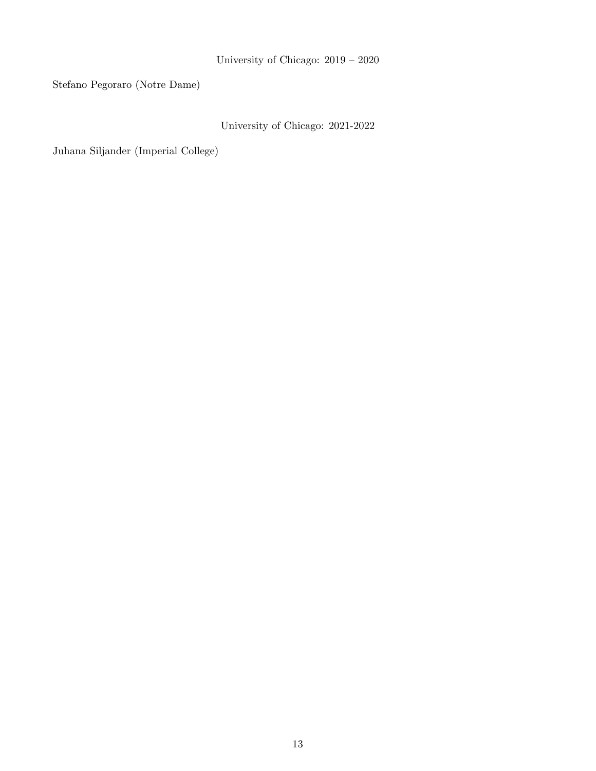University of Chicago: 2019 – 2020

Stefano Pegoraro (Notre Dame)

University of Chicago: 2021-2022

Juhana Siljander (Imperial College)